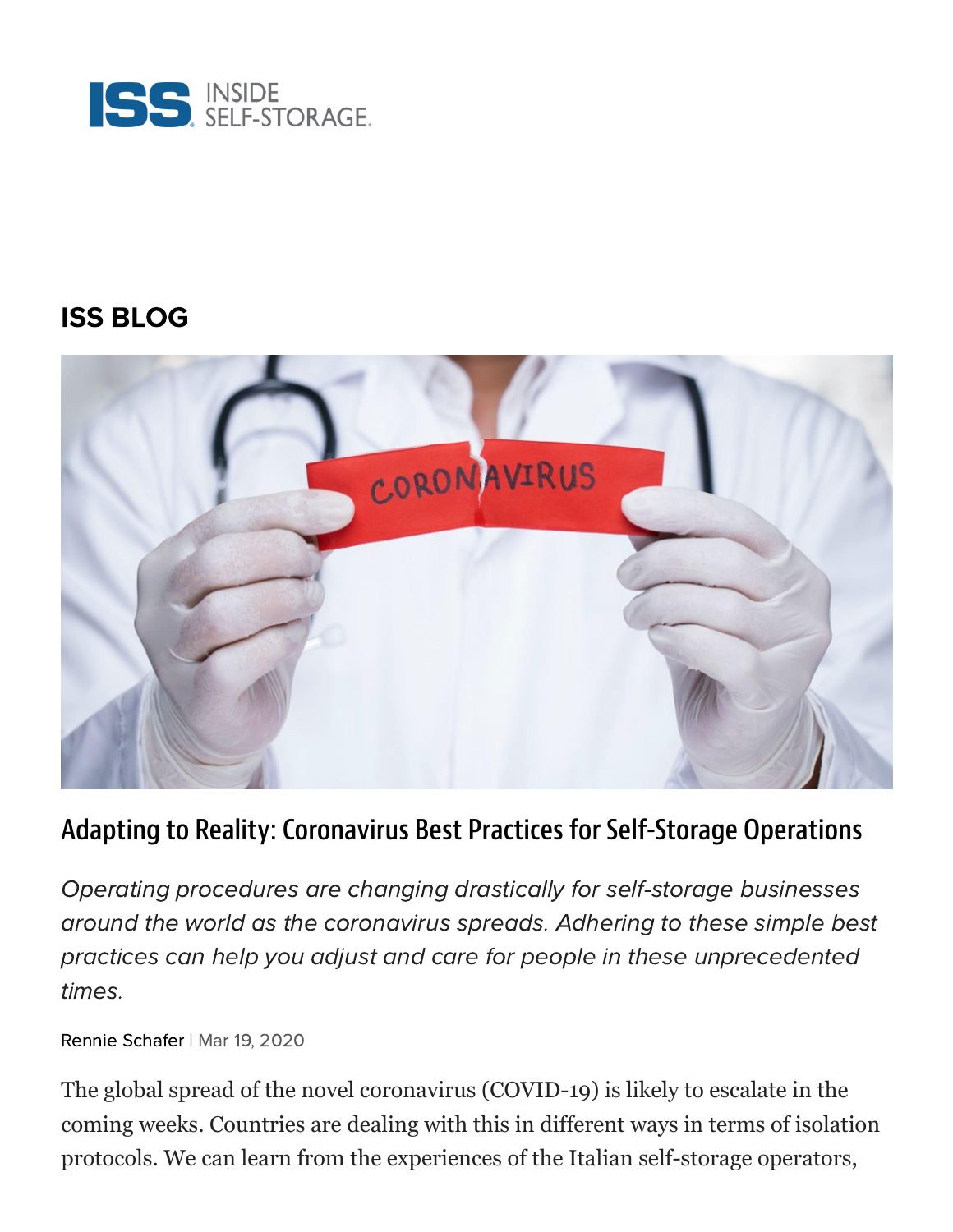ISS INSIDE SELF-STORAGE

## ISS BLOG

# Adapting to Reality: Coronavirus Best Practices for Self-Storage Operations

*Operating procedures are changing drastically for self-storage businesses around the world as the coronavirus spreads. Adhering to these simple best practices can help you adjust and care for people in these unprecedented times.*

Rennie Schafer | Mar 19, 2020

The global spread of the novel coronavirus (COVID-19) is likely to escalate in the coming weeks. Countries are dealing with this in different ways in terms of isolation protocols. We can learn from the experiences of the Italian self-storage operators,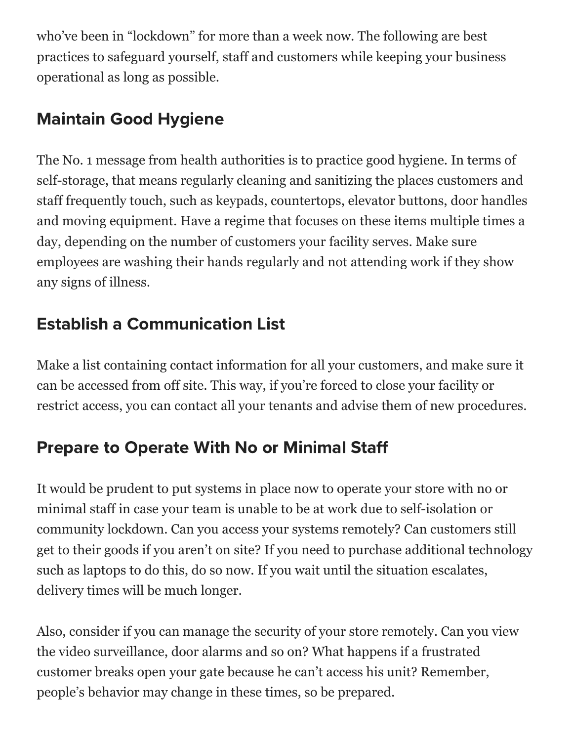who've been in "lockdown" for more than a week now. The following are best practices to safeguard yourself, staff and customers while keeping your business operational as long as possible.

## Maintain Good Hygiene

The No. 1 message from health authorities is to practice good hygiene. In terms of self-storage, that means regularly cleaning and sanitizing the places customers and staff frequently touch, such as keypads, countertops, elevator buttons, door handles and moving equipment. Have a regime that focuses on these items multiple times a day, depending on the number of customers your facility serves. Make sure employees are washing their hands regularly and not attending work if they show any signs of illness.

## Establish a Communication List

Make a list containing contact information for all your customers, and make sure it can be accessed from off site. This way, if you're forced to close your facility or restrict access, you can contact all your tenants and advise them of new procedures.

## Prepare to Operate With No or Minimal Staff

It would be prudent to put systems in place now to operate your store with no or minimal staff in case your team is unable to be at work due to self-isolation or community lockdown. Can you access your systems remotely? Can customers still get to their goods if you aren't on site? If you need to purchase additional technology such as laptops to do this, do so now. If you wait until the situation escalates, delivery times will be much longer.

Also, consider if you can manage the security of your store remotely. Can you view the video surveillance, door alarms and so on? What happens if a frustrated customer breaks open your gate because he can't access his unit? Remember, people's behavior may change in these times, so be prepared.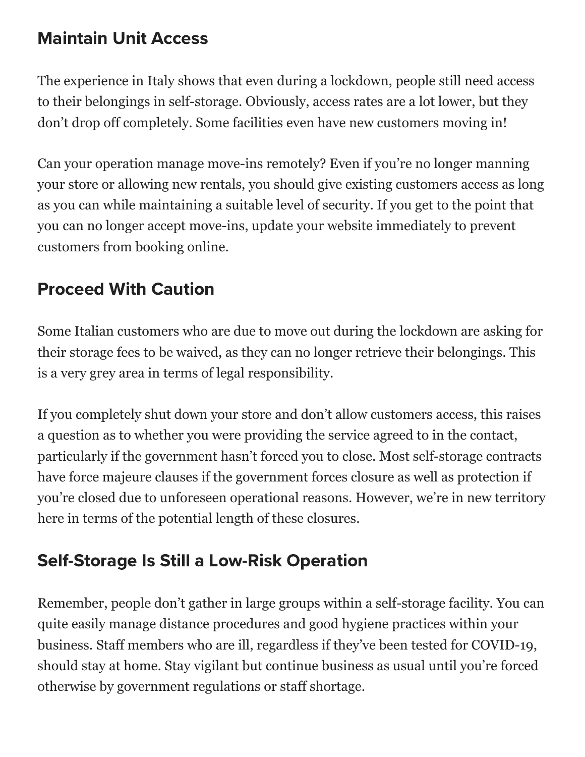## Maintain Unit Access

The experience in Italy shows that even during a lockdown, people still need access to their belongings in self-storage. Obviously, access rates are a lot lower, but they don't drop off completely. Some facilities even have new customers moving in!

Can your operation manage move-ins remotely? Even if you're no longer manning your store or allowing new rentals, you should give existing customers access as long as you can while maintaining a suitable level of security. If you get to the point that you can no longer accept move-ins, update your website immediately to prevent customers from booking online.

## Proceed With Caution

Some Italian customers who are due to move out during the lockdown are asking for their storage fees to be waived, as they can no longer retrieve their belongings. This is a very grey area in terms of legal responsibility.

If you completely shut down your store and don't allow customers access, this raises a question as to whether you were providing the service agreed to in the contact, particularly if the government hasn't forced you to close. Most self-storage contracts have force majeure clauses if the government forces closure as well as protection if you're closed due to unforeseen operational reasons. However, we're in new territory here in terms of the potential length of these closures.

## Self-Storage Is Still a Low-Risk Operation

Remember, people don't gather in large groups within a self-storage facility. You can quite easily manage distance procedures and good hygiene practices within your business. Staff members who are ill, regardless if they've been tested for COVID-19, should stay at home. Stay vigilant but continue business as usual until you're forced otherwise by government regulations or staff shortage.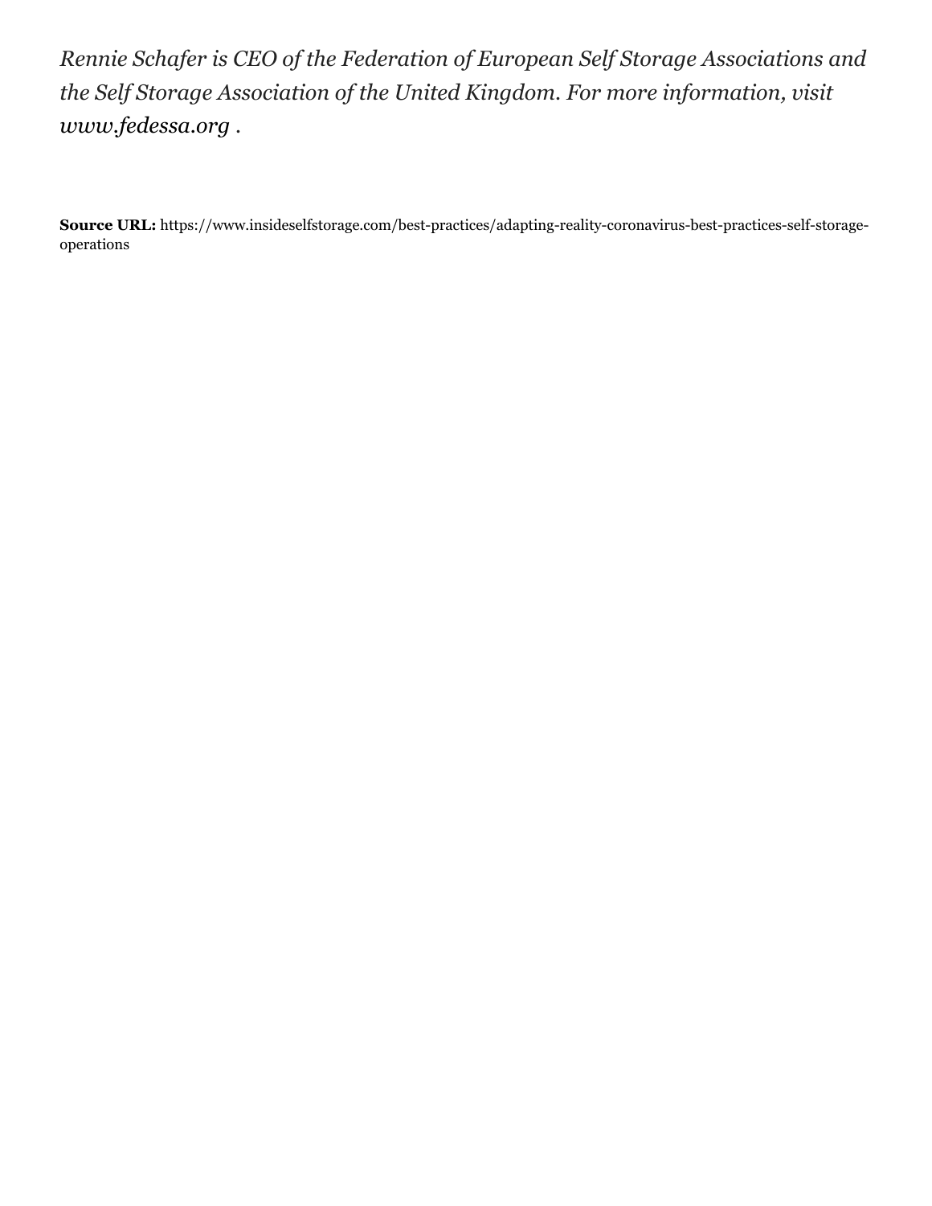*Rennie Schafer is CEO of the Federation of European Self Storage Associations and the Self Storage Association of the United Kingdom. For more information, visit www.fedessa.org .*

**Source URL:** https://www.insideselfstorage.com/best-practices/adapting-reality-coronavirus-best-practices-self-storage-operations